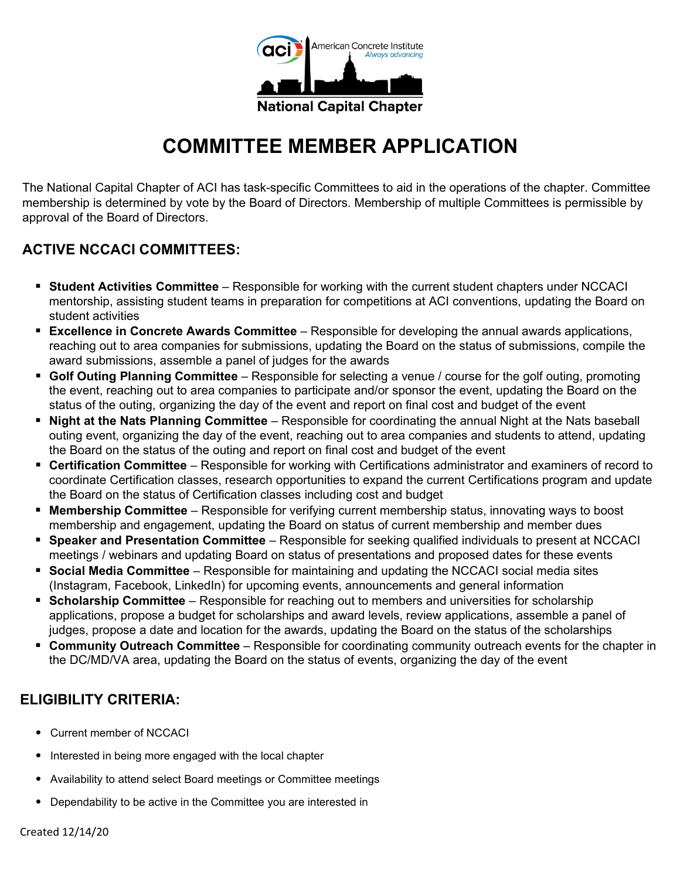American Concrete Institute
*Always advancing*

National Capital Chapter

# COMMITTEE MEMBER APPLICATION

The National Capital Chapter of ACI has task-specific Committees to aid in the operations of the chapter. Committee membership is determined by vote by the Board of Directors. Membership of multiple Committees is permissible by approval of the Board of Directors.

## ACTIVE NCCACI COMMITTEES:

- **Student Activities Committee** – Responsible for working with the current student chapters under NCCACI mentorship, assisting student teams in preparation for competitions at ACI conventions, updating the Board on student activities
- **Excellence in Concrete Awards Committee** – Responsible for developing the annual awards applications, reaching out to area companies for submissions, updating the Board on the status of submissions, compile the award submissions, assemble a panel of judges for the awards
- **Golf Outing Planning Committee** – Responsible for selecting a venue / course for the golf outing, promoting the event, reaching out to area companies to participate and/or sponsor the event, updating the Board on the status of the outing, organizing the day of the event and report on final cost and budget of the event
- **Night at the Nats Planning Committee** – Responsible for coordinating the annual Night at the Nats baseball outing event, organizing the day of the event, reaching out to area companies and students to attend, updating the Board on the status of the outing and report on final cost and budget of the event
- **Certification Committee** – Responsible for working with Certifications administrator and examiners of record to coordinate Certification classes, research opportunities to expand the current Certifications program and update the Board on the status of Certification classes including cost and budget
- **Membership Committee** – Responsible for verifying current membership status, innovating ways to boost membership and engagement, updating the Board on status of current membership and member dues
- **Speaker and Presentation Committee** – Responsible for seeking qualified individuals to present at NCCACI meetings / webinars and updating Board on status of presentations and proposed dates for these events
- **Social Media Committee** – Responsible for maintaining and updating the NCCACI social media sites (Instagram, Facebook, LinkedIn) for upcoming events, announcements and general information
- **Scholarship Committee** – Responsible for reaching out to members and universities for scholarship applications, propose a budget for scholarships and award levels, review applications, assemble a panel of judges, propose a date and location for the awards, updating the Board on the status of the scholarships
- **Community Outreach Committee** – Responsible for coordinating community outreach events for the chapter in the DC/MD/VA area, updating the Board on the status of events, organizing the day of the event

## ELIGIBILITY CRITERIA:

- Current member of NCCACI
- Interested in being more engaged with the local chapter
- Availability to attend select Board meetings or Committee meetings
- Dependability to be active in the Committee you are interested in

Created 12/14/20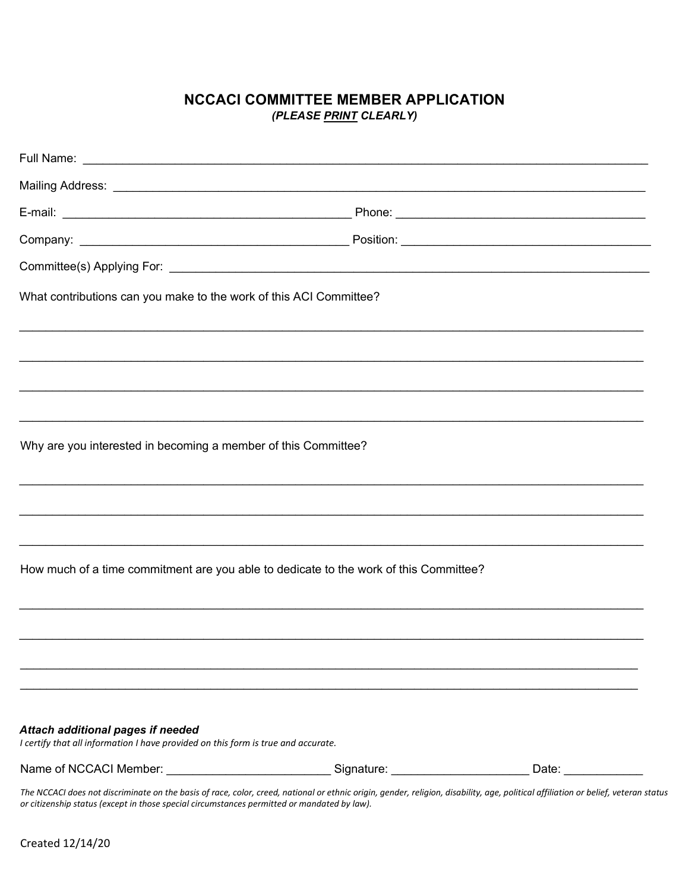# NCCACI COMMITTEE MEMBER APPLICATION

***(PLEASE PRINT CLEARLY)***

Full Name: ____________________________________________________________________________________

Mailing Address: ________________________________________________________________________________

E-mail: ____________________________________________ Phone: ______________________________________

Company: __________________________________________ Position: ____________________________________

Committee(s) Applying For: _________________________________________________________________________

What contributions can you make to the work of this ACI Committee?

_____________________________________________________________________________________________

_____________________________________________________________________________________________

_____________________________________________________________________________________________

_____________________________________________________________________________________________

Why are you interested in becoming a member of this Committee?

_____________________________________________________________________________________________

_____________________________________________________________________________________________

_____________________________________________________________________________________________

How much of a time commitment are you able to dedicate to the work of this Committee?

_____________________________________________________________________________________________

_____________________________________________________________________________________________

_____________________________________________________________________________________________

_____________________________________________________________________________________________

***Attach additional pages if needed***

*I certify that all information I have provided on this form is true and accurate.*

Name of NCCACI Member: _________________________ Signature: ____________________ Date: ____________

*The NCCACI does not discriminate on the basis of race, color, creed, national or ethnic origin, gender, religion, disability, age, political affiliation or belief, veteran status or citizenship status (except in those special circumstances permitted or mandated by law).*

Created 12/14/20